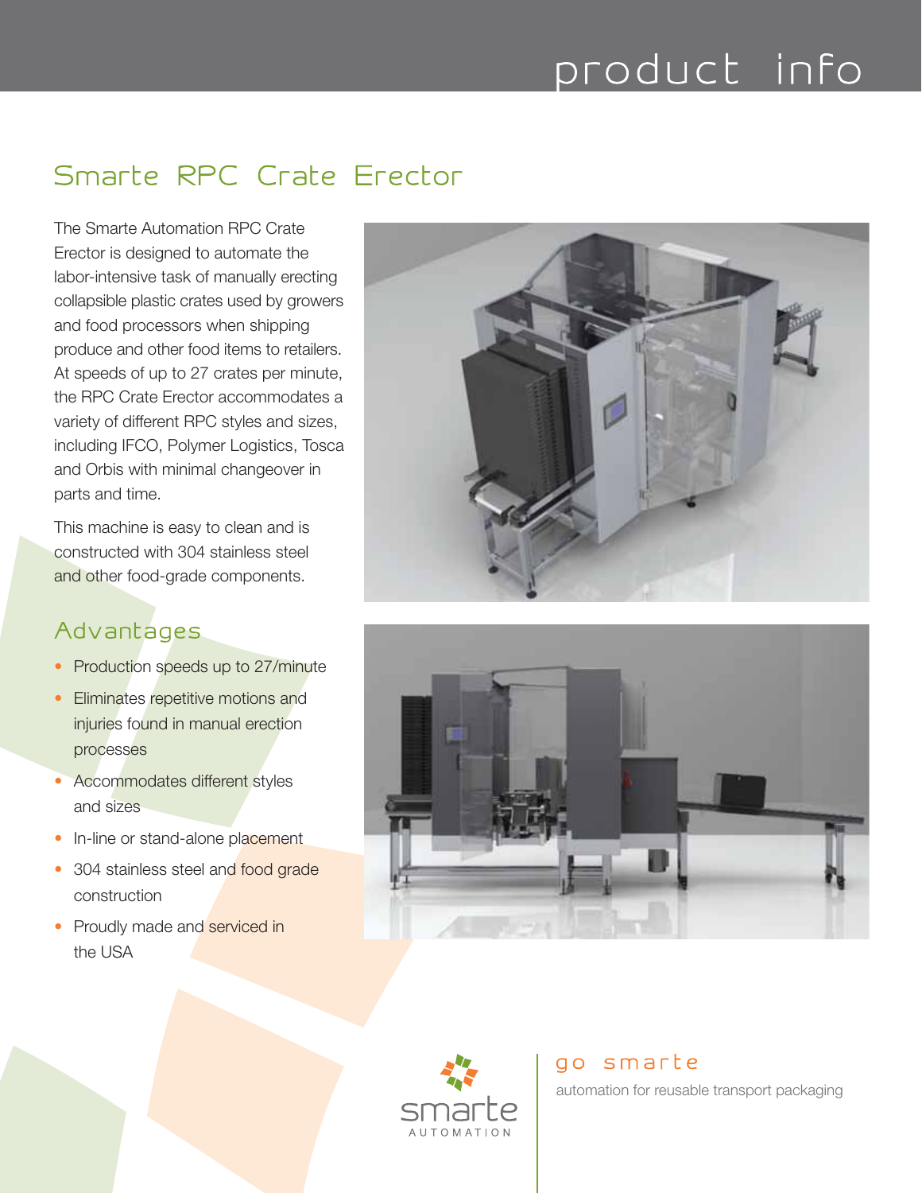# product info

## Smarte RPC Crate Erector

The Smarte Automation RPC Crate Erector is designed to automate the labor-intensive task of manually erecting collapsible plastic crates used by growers and food processors when shipping produce and other food items to retailers. At speeds of up to 27 crates per minute, the RPC Crate Erector accommodates a variety of different RPC styles and sizes, including IFCO, Polymer Logistics, Tosca and Orbis with minimal changeover in parts and time.

This machine is easy to clean and is constructed with 304 stainless steel and other food-grade components.

### Advantages

- Production speeds up to 27/minute
- Eliminates repetitive motions and injuries found in manual erection processes
- Accommodates different styles and sizes
- In-line or stand-alone placement
- 304 stainless steel and food grade construction
- Proudly made and serviced in the USA

smarte AUTOMATION

go smarte

automation for reusable transport packaging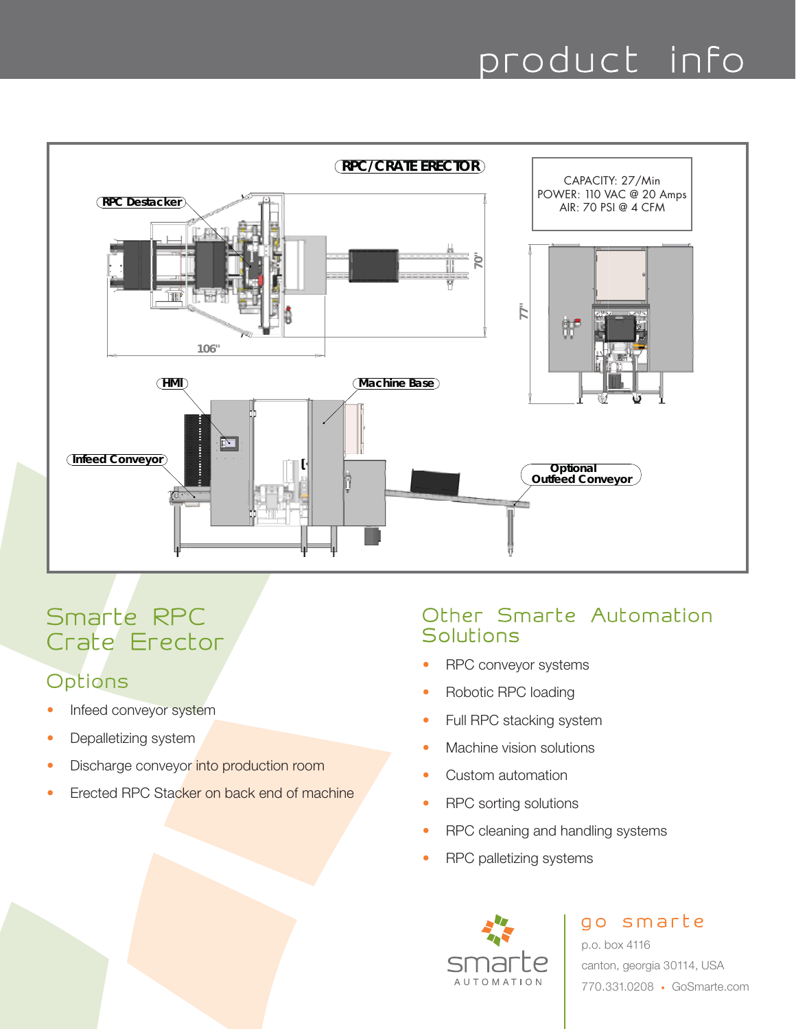# product info

RPC/CRATE ERECTOR

RPC Destacker

70"

106"

CAPACITY: 27/Min
POWER: 110 VAC @ 20 Amps
AIR: 70 PSI @ 4 CFM

77"

HMI

Machine Base

Infeed Conveyor

Optional Outfeed Conveyor

## Smarte RPC Crate Erector

### Options

- Infeed conveyor system
- Depalletizing system
- Discharge conveyor into production room
- Erected RPC Stacker on back end of machine

## Other Smarte Automation Solutions

- RPC conveyor systems
- Robotic RPC loading
- Full RPC stacking system
- Machine vision solutions
- Custom automation
- RPC sorting solutions
- RPC cleaning and handling systems
- RPC palletizing systems

smarte AUTOMATION

go smarte

p.o. box 4116
canton, georgia 30114, USA
770.331.0208 • GoSmarte.com